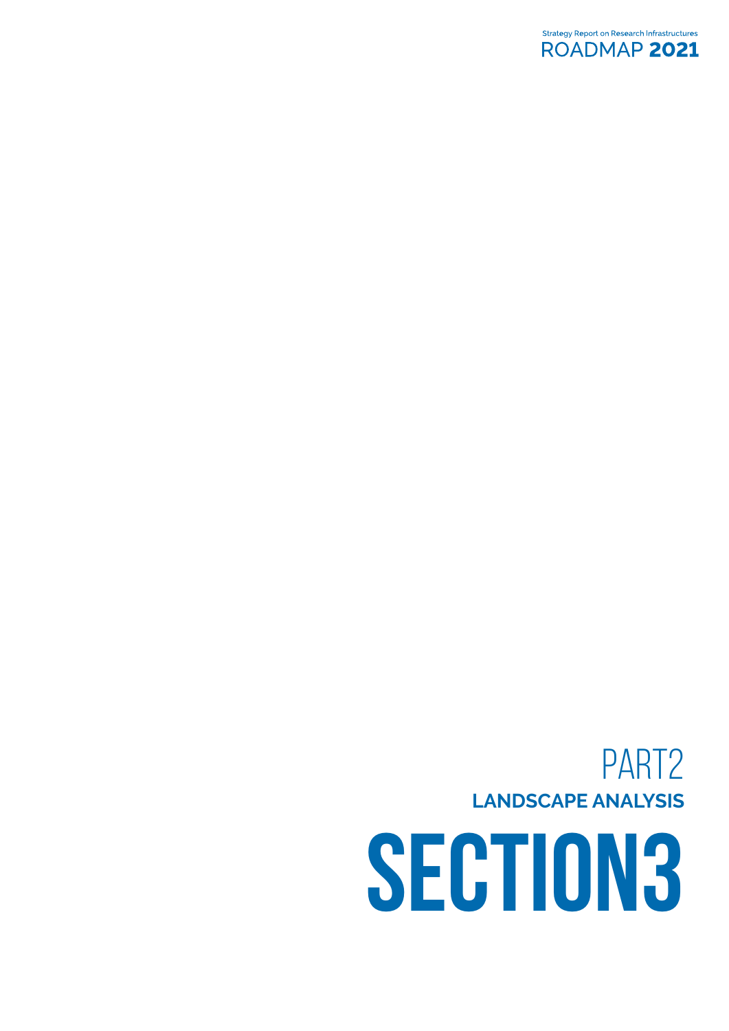# PART2

## LANDSCAPE ANALYSIS

# SECTION3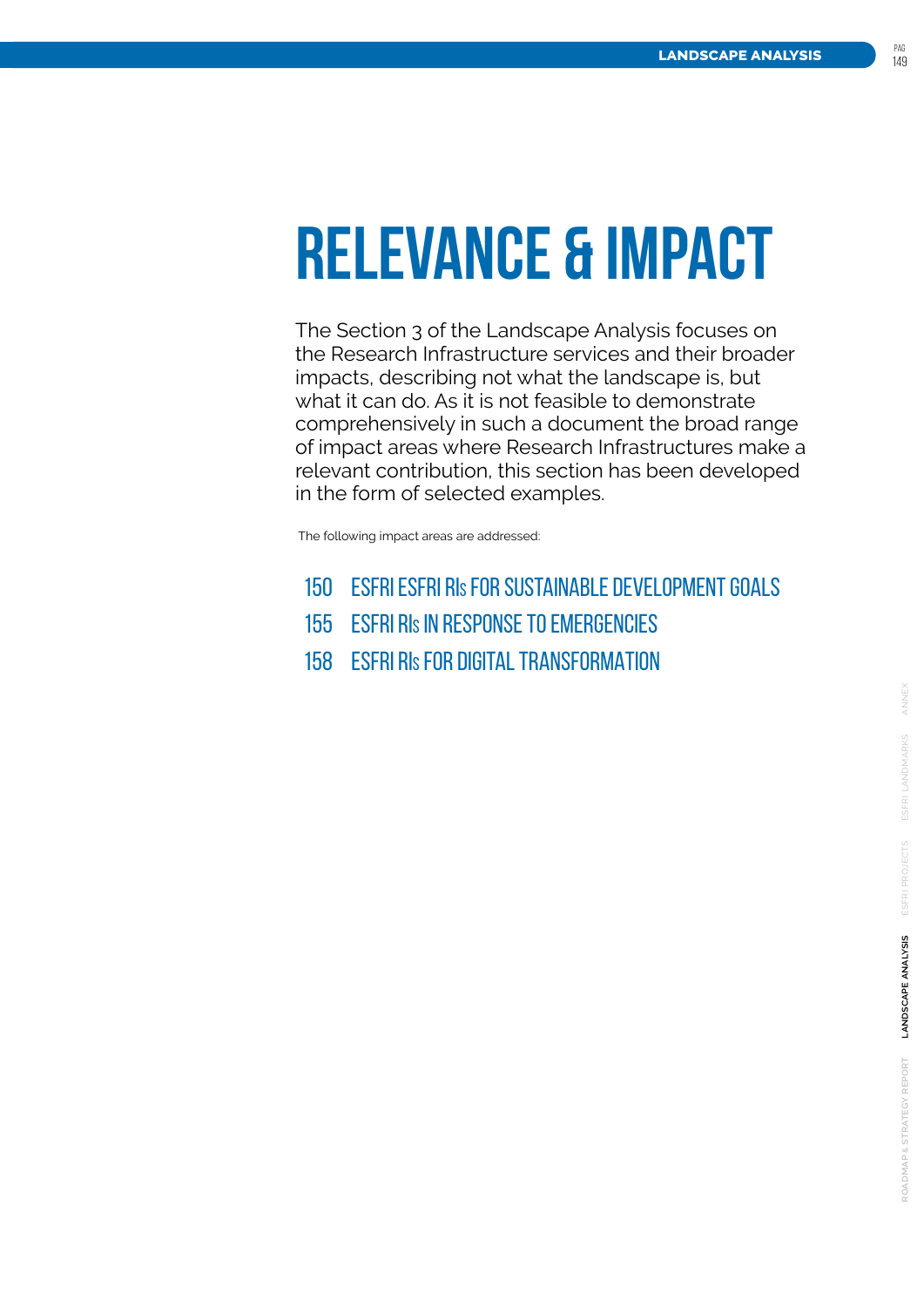# RELEVANCE & IMPACT

The Section 3 of the Landscape Analysis focuses on the Research Infrastructure services and their broader impacts, describing not what the landscape is, but what it can do. As it is not feasible to demonstrate comprehensively in such a document the broad range of impact areas where Research Infrastructures make a relevant contribution, this section has been developed in the form of selected examples.

The following impact areas are addressed:

- 150 ESFRI ESFRI RIs FOR SUSTAINABLE DEVELOPMENT GOALS
- 155 ESFRI RIs IN RESPONSE TO EMERGENCIES
- 158 ESFRI RIs FOR DIGITAL TRANSFORMATION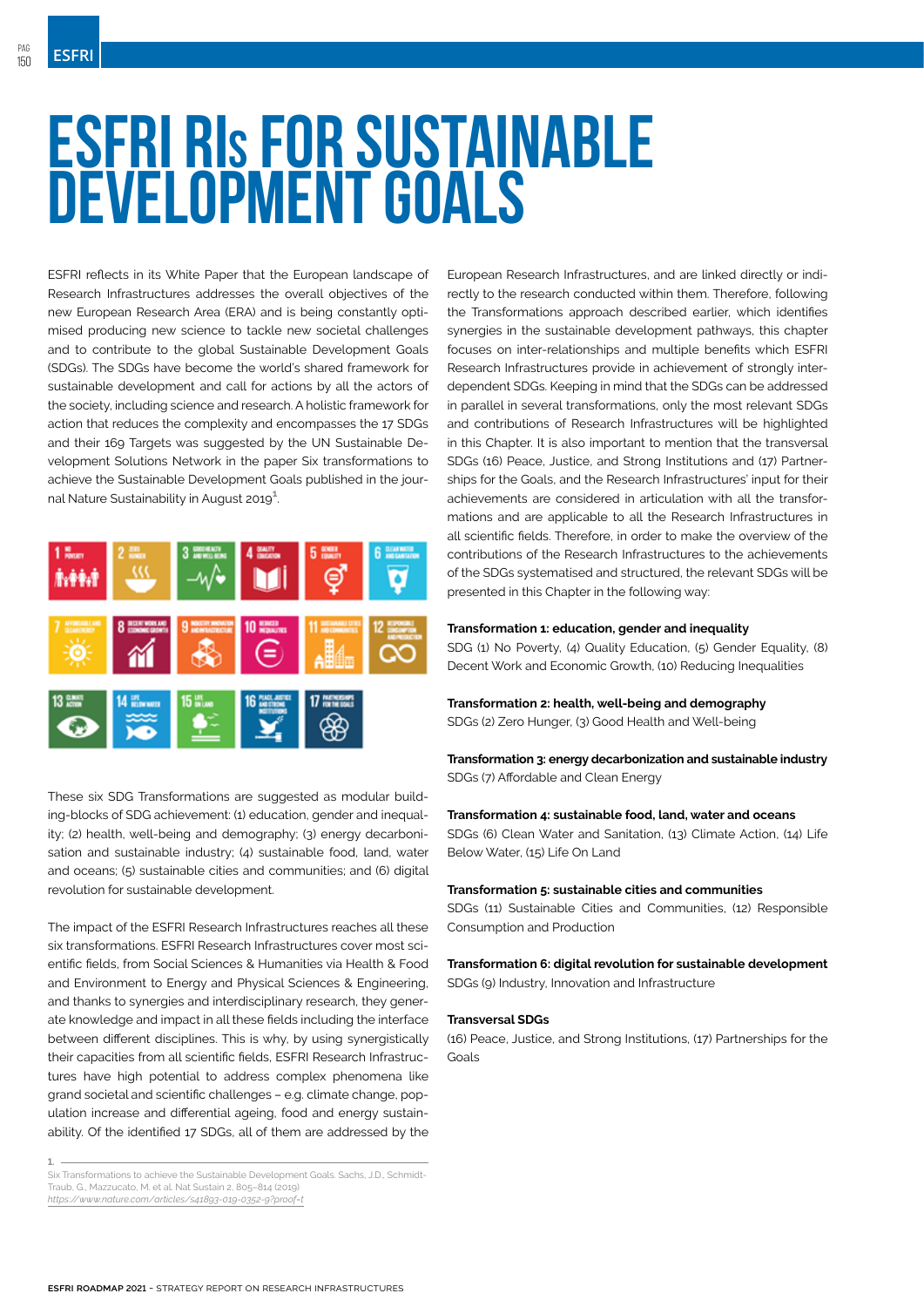# ESFRI RIs FOR SUSTAINABLE DEVELOPMENT GOALS

ESFRI reflects in its White Paper that the European landscape of Research Infrastructures addresses the overall objectives of the new European Research Area (ERA) and is being constantly optimised producing new science to tackle new societal challenges and to contribute to the global Sustainable Development Goals (SDGs). The SDGs have become the world's shared framework for sustainable development and call for actions by all the actors of the society, including science and research. A holistic framework for action that reduces the complexity and encompasses the 17 SDGs and their 169 Targets was suggested by the UN Sustainable Development Solutions Network in the paper Six transformations to achieve the Sustainable Development Goals published in the journal Nature Sustainability in August 2019[1].

These six SDG Transformations are suggested as modular building-blocks of SDG achievement: (1) education, gender and inequality; (2) health, well-being and demography; (3) energy decarbonisation and sustainable industry; (4) sustainable food, land, water and oceans; (5) sustainable cities and communities; and (6) digital revolution for sustainable development.

The impact of the ESFRI Research Infrastructures reaches all these six transformations. ESFRI Research Infrastructures cover most scientific fields, from Social Sciences & Humanities via Health & Food and Environment to Energy and Physical Sciences & Engineering, and thanks to synergies and interdisciplinary research, they generate knowledge and impact in all these fields including the interface between different disciplines. This is why, by using synergistically their capacities from all scientific fields, ESFRI Research Infrastructures have high potential to address complex phenomena like grand societal and scientific challenges – e.g. climate change, population increase and differential ageing, food and energy sustainability. Of the identified 17 SDGs, all of them are addressed by the European Research Infrastructures, and are linked directly or indirectly to the research conducted within them. Therefore, following the Transformations approach described earlier, which identifies synergies in the sustainable development pathways, this chapter focuses on inter-relationships and multiple benefits which ESFRI Research Infrastructures provide in achievement of strongly interdependent SDGs. Keeping in mind that the SDGs can be addressed in parallel in several transformations, only the most relevant SDGs and contributions of Research Infrastructures will be highlighted in this Chapter. It is also important to mention that the transversal SDGs (16) Peace, Justice, and Strong Institutions and (17) Partnerships for the Goals, and the Research Infrastructures' input for their achievements are considered in articulation with all the transformations and are applicable to all the Research Infrastructures in all scientific fields. Therefore, in order to make the overview of the contributions of the Research Infrastructures to the achievements of the SDGs systematised and structured, the relevant SDGs will be presented in this Chapter in the following way:

**Transformation 1: education, gender and inequality**
SDG (1) No Poverty, (4) Quality Education, (5) Gender Equality, (8) Decent Work and Economic Growth, (10) Reducing Inequalities

**Transformation 2: health, well-being and demography**
SDGs (2) Zero Hunger, (3) Good Health and Well-being

**Transformation 3: energy decarbonization and sustainable industry**
SDGs (7) Affordable and Clean Energy

**Transformation 4: sustainable food, land, water and oceans**
SDGs (6) Clean Water and Sanitation, (13) Climate Action, (14) Life Below Water, (15) Life On Land

**Transformation 5: sustainable cities and communities**
SDGs (11) Sustainable Cities and Communities, (12) Responsible Consumption and Production

**Transformation 6: digital revolution for sustainable development**
SDGs (9) Industry, Innovation and Infrastructure

**Transversal SDGs**
(16) Peace, Justice, and Strong Institutions, (17) Partnerships for the Goals

---

1. Six Transformations to achieve the Sustainable Development Goals. Sachs, J.D., Schmidt-Traub, G., Mazzucato, M. et al. Nat Sustain 2, 805–814 (2019) *https://www.nature.com/articles/s41893-019-0352-9?proof=t*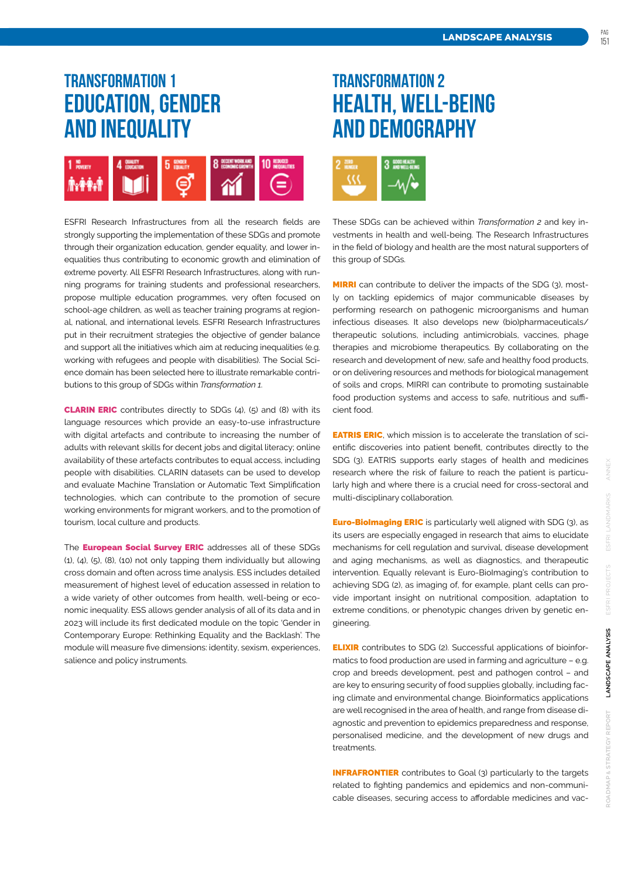# TRANSFORMATION 1
# EDUCATION, GENDER AND INEQUALITY

ESFRI Research Infrastructures from all the research fields are strongly supporting the implementation of these SDGs and promote through their organization education, gender equality, and lower inequalities thus contributing to economic growth and elimination of extreme poverty. All ESFRI Research Infrastructures, along with running programs for training students and professional researchers, propose multiple education programmes, very often focused on school-age children, as well as teacher training programs at regional, national, and international levels. ESFRI Research Infrastructures put in their recruitment strategies the objective of gender balance and support all the initiatives which aim at reducing inequalities (e.g. working with refugees and people with disabilities). The Social Science domain has been selected here to illustrate remarkable contributions to this group of SDGs within *Transformation 1*.

**CLARIN ERIC** contributes directly to SDGs (4), (5) and (8) with its language resources which provide an easy-to-use infrastructure with digital artefacts and contribute to increasing the number of adults with relevant skills for decent jobs and digital literacy; online availability of these artefacts contributes to equal access, including people with disabilities. CLARIN datasets can be used to develop and evaluate Machine Translation or Automatic Text Simplification technologies, which can contribute to the promotion of secure working environments for migrant workers, and to the promotion of tourism, local culture and products.

The **European Social Survey ERIC** addresses all of these SDGs (1), (4), (5), (8), (10) not only tapping them individually but allowing cross domain and often across time analysis. ESS includes detailed measurement of highest level of education assessed in relation to a wide variety of other outcomes from health, well-being or economic inequality. ESS allows gender analysis of all of its data and in 2023 will include its first dedicated module on the topic 'Gender in Contemporary Europe: Rethinking Equality and the Backlash'. The module will measure five dimensions: identity, sexism, experiences, salience and policy instruments.

# TRANSFORMATION 2
# HEALTH, WELL-BEING AND DEMOGRAPHY

These SDGs can be achieved within *Transformation 2* and key investments in health and well-being. The Research Infrastructures in the field of biology and health are the most natural supporters of this group of SDGs.

**MIRRI** can contribute to deliver the impacts of the SDG (3), mostly on tackling epidemics of major communicable diseases by performing research on pathogenic microorganisms and human infectious diseases. It also develops new (bio)pharmaceuticals/ therapeutic solutions, including antimicrobials, vaccines, phage therapies and microbiome therapeutics. By collaborating on the research and development of new, safe and healthy food products, or on delivering resources and methods for biological management of soils and crops, MIRRI can contribute to promoting sustainable food production systems and access to safe, nutritious and sufficient food.

**EATRIS ERIC**, which mission is to accelerate the translation of scientific discoveries into patient benefit, contributes directly to the SDG (3). EATRIS supports early stages of health and medicines research where the risk of failure to reach the patient is particularly high and where there is a crucial need for cross-sectoral and multi-disciplinary collaboration.

**Euro-BioImaging ERIC** is particularly well aligned with SDG (3), as its users are especially engaged in research that aims to elucidate mechanisms for cell regulation and survival, disease development and aging mechanisms, as well as diagnostics, and therapeutic intervention. Equally relevant is Euro-BioImaging's contribution to achieving SDG (2), as imaging of, for example, plant cells can provide important insight on nutritional composition, adaptation to extreme conditions, or phenotypic changes driven by genetic engineering.

**ELIXIR** contributes to SDG (2). Successful applications of bioinformatics to food production are used in farming and agriculture – e.g. crop and breeds development, pest and pathogen control – and are key to ensuring security of food supplies globally, including facing climate and environmental change. Bioinformatics applications are well recognised in the area of health, and range from disease diagnostic and prevention to epidemics preparedness and response, personalised medicine, and the development of new drugs and treatments.

**INFRAFRONTIER** contributes to Goal (3) particularly to the targets related to fighting pandemics and epidemics and non-communicable diseases, securing access to affordable medicines and vac-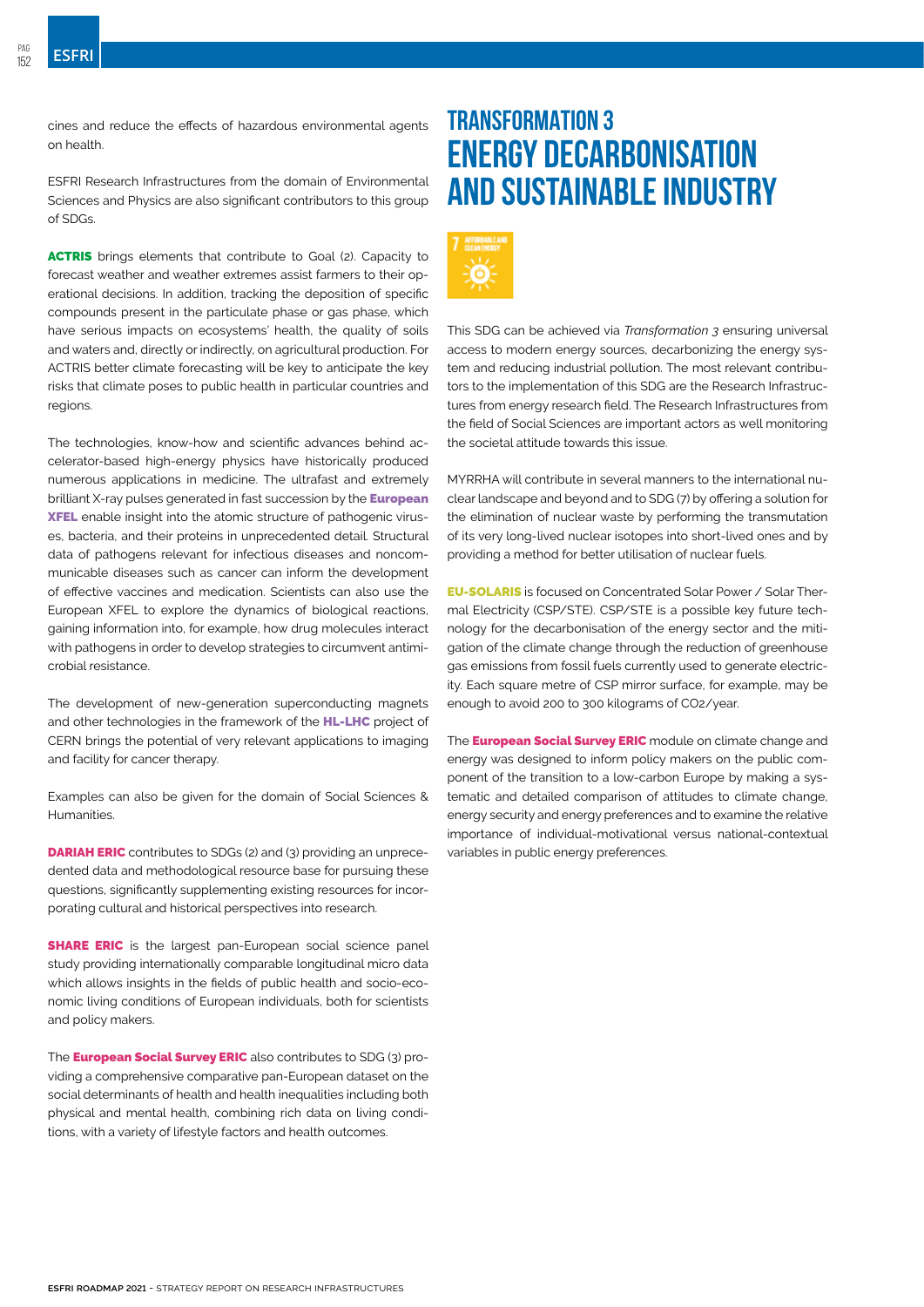cines and reduce the effects of hazardous environmental agents on health.

ESFRI Research Infrastructures from the domain of Environmental Sciences and Physics are also significant contributors to this group of SDGs.

**ACTRIS** brings elements that contribute to Goal (2). Capacity to forecast weather and weather extremes assist farmers to their operational decisions. In addition, tracking the deposition of specific compounds present in the particulate phase or gas phase, which have serious impacts on ecosystems' health, the quality of soils and waters and, directly or indirectly, on agricultural production. For ACTRIS better climate forecasting will be key to anticipate the key risks that climate poses to public health in particular countries and regions.

The technologies, know-how and scientific advances behind accelerator-based high-energy physics have historically produced numerous applications in medicine. The ultrafast and extremely brilliant X-ray pulses generated in fast succession by the **European XFEL** enable insight into the atomic structure of pathogenic viruses, bacteria, and their proteins in unprecedented detail. Structural data of pathogens relevant for infectious diseases and noncommunicable diseases such as cancer can inform the development of effective vaccines and medication. Scientists can also use the European XFEL to explore the dynamics of biological reactions, gaining information into, for example, how drug molecules interact with pathogens in order to develop strategies to circumvent antimicrobial resistance.

The development of new-generation superconducting magnets and other technologies in the framework of the **HL-LHC** project of CERN brings the potential of very relevant applications to imaging and facility for cancer therapy.

Examples can also be given for the domain of Social Sciences & Humanities.

**DARIAH ERIC** contributes to SDGs (2) and (3) providing an unprecedented data and methodological resource base for pursuing these questions, significantly supplementing existing resources for incorporating cultural and historical perspectives into research.

**SHARE ERIC** is the largest pan-European social science panel study providing internationally comparable longitudinal micro data which allows insights in the fields of public health and socio-economic living conditions of European individuals, both for scientists and policy makers.

The **European Social Survey ERIC** also contributes to SDG (3) providing a comprehensive comparative pan-European dataset on the social determinants of health and health inequalities including both physical and mental health, combining rich data on living conditions, with a variety of lifestyle factors and health outcomes.

## TRANSFORMATION 3
## ENERGY DECARBONISATION AND SUSTAINABLE INDUSTRY

7 AFFORDABLE AND CLEAN ENERGY

This SDG can be achieved via *Transformation 3* ensuring universal access to modern energy sources, decarbonizing the energy system and reducing industrial pollution. The most relevant contributors to the implementation of this SDG are the Research Infrastructures from energy research field. The Research Infrastructures from the field of Social Sciences are important actors as well monitoring the societal attitude towards this issue.

MYRRHA will contribute in several manners to the international nuclear landscape and beyond and to SDG (7) by offering a solution for the elimination of nuclear waste by performing the transmutation of its very long-lived nuclear isotopes into short-lived ones and by providing a method for better utilisation of nuclear fuels.

**EU-SOLARIS** is focused on Concentrated Solar Power / Solar Thermal Electricity (CSP/STE). CSP/STE is a possible key future technology for the decarbonisation of the energy sector and the mitigation of the climate change through the reduction of greenhouse gas emissions from fossil fuels currently used to generate electricity. Each square metre of CSP mirror surface, for example, may be enough to avoid 200 to 300 kilograms of $CO_2$/year.

The **European Social Survey ERIC** module on climate change and energy was designed to inform policy makers on the public component of the transition to a low-carbon Europe by making a systematic and detailed comparison of attitudes to climate change, energy security and energy preferences and to examine the relative importance of individual-motivational versus national-contextual variables in public energy preferences.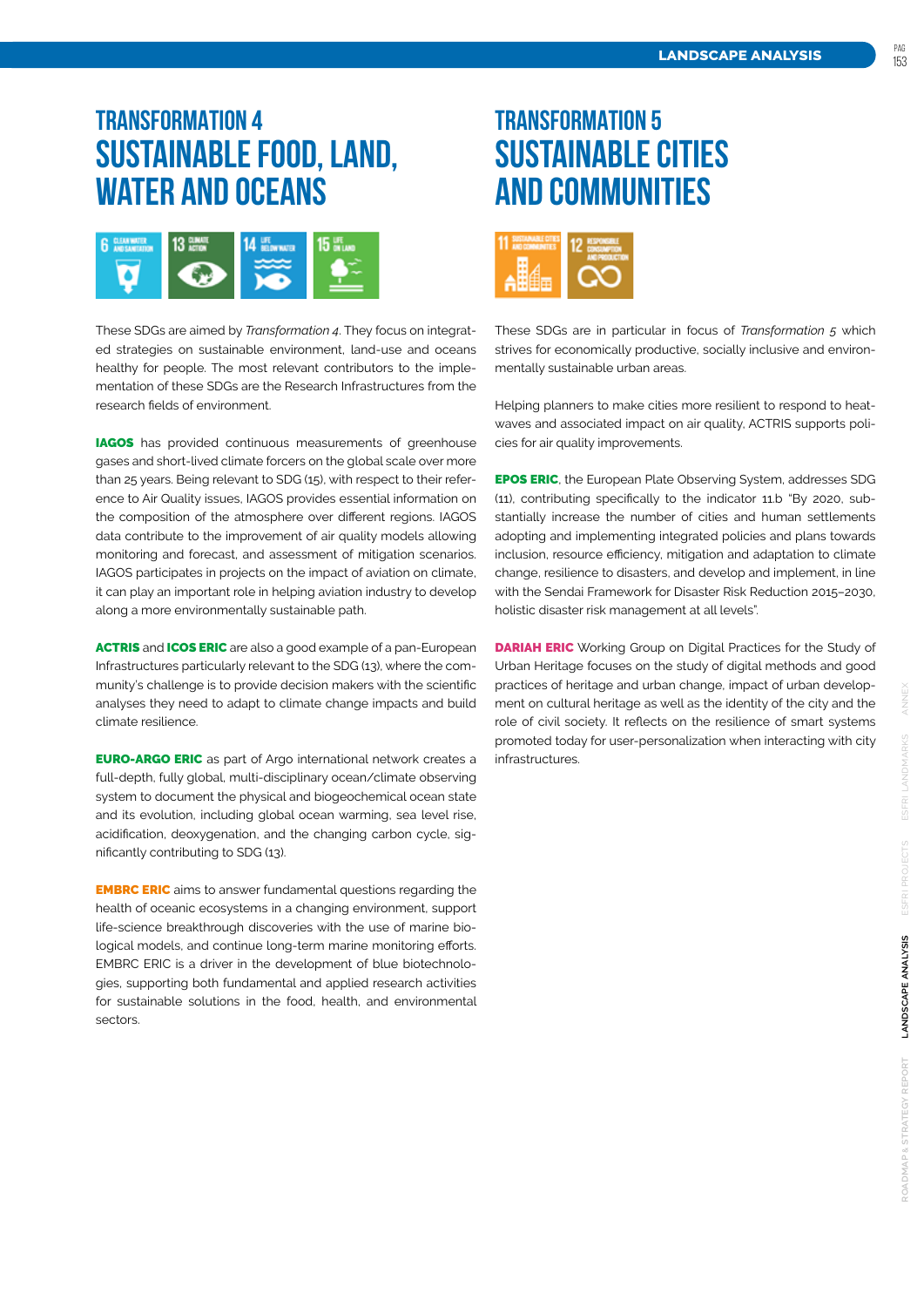# TRANSFORMATION 4
# SUSTAINABLE FOOD, LAND, WATER AND OCEANS

These SDGs are aimed by *Transformation 4*. They focus on integrated strategies on sustainable environment, land-use and oceans healthy for people. The most relevant contributors to the implementation of these SDGs are the Research Infrastructures from the research fields of environment.

**IAGOS** has provided continuous measurements of greenhouse gases and short-lived climate forcers on the global scale over more than 25 years. Being relevant to SDG (15), with respect to their reference to Air Quality issues, IAGOS provides essential information on the composition of the atmosphere over different regions. IAGOS data contribute to the improvement of air quality models allowing monitoring and forecast, and assessment of mitigation scenarios. IAGOS participates in projects on the impact of aviation on climate, it can play an important role in helping aviation industry to develop along a more environmentally sustainable path.

**ACTRIS** and **ICOS ERIC** are also a good example of a pan-European Infrastructures particularly relevant to the SDG (13), where the community's challenge is to provide decision makers with the scientific analyses they need to adapt to climate change impacts and build climate resilience.

**EURO-ARGO ERIC** as part of Argo international network creates a full-depth, fully global, multi-disciplinary ocean/climate observing system to document the physical and biogeochemical ocean state and its evolution, including global ocean warming, sea level rise, acidification, deoxygenation, and the changing carbon cycle, significantly contributing to SDG (13).

**EMBRC ERIC** aims to answer fundamental questions regarding the health of oceanic ecosystems in a changing environment, support life-science breakthrough discoveries with the use of marine biological models, and continue long-term marine monitoring efforts. EMBRC ERIC is a driver in the development of blue biotechnologies, supporting both fundamental and applied research activities for sustainable solutions in the food, health, and environmental sectors.

# TRANSFORMATION 5
# SUSTAINABLE CITIES AND COMMUNITIES

These SDGs are in particular in focus of *Transformation 5* which strives for economically productive, socially inclusive and environmentally sustainable urban areas.

Helping planners to make cities more resilient to respond to heatwaves and associated impact on air quality, ACTRIS supports policies for air quality improvements.

**EPOS ERIC**, the European Plate Observing System, addresses SDG (11), contributing specifically to the indicator 11.b "By 2020, substantially increase the number of cities and human settlements adopting and implementing integrated policies and plans towards inclusion, resource efficiency, mitigation and adaptation to climate change, resilience to disasters, and develop and implement, in line with the Sendai Framework for Disaster Risk Reduction 2015–2030, holistic disaster risk management at all levels".

**DARIAH ERIC** Working Group on Digital Practices for the Study of Urban Heritage focuses on the study of digital methods and good practices of heritage and urban change, impact of urban development on cultural heritage as well as the identity of the city and the role of civil society. It reflects on the resilience of smart systems promoted today for user-personalization when interacting with city infrastructures.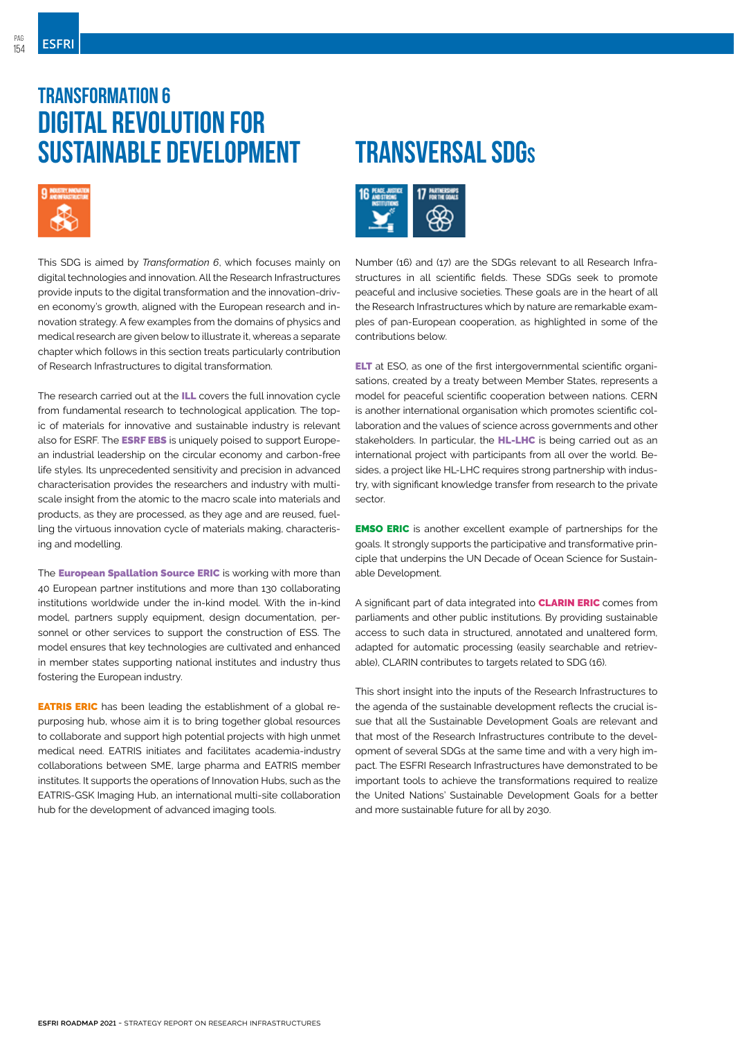# TRANSFORMATION 6
# DIGITAL REVOLUTION FOR SUSTAINABLE DEVELOPMENT

This SDG is aimed by *Transformation 6*, which focuses mainly on digital technologies and innovation. All the Research Infrastructures provide inputs to the digital transformation and the innovation-driven economy's growth, aligned with the European research and innovation strategy. A few examples from the domains of physics and medical research are given below to illustrate it, whereas a separate chapter which follows in this section treats particularly contribution of Research Infrastructures to digital transformation.

The research carried out at the **ILL** covers the full innovation cycle from fundamental research to technological application. The topic of materials for innovative and sustainable industry is relevant also for ESRF. The **ESRF EBS** is uniquely poised to support European industrial leadership on the circular economy and carbon-free life styles. Its unprecedented sensitivity and precision in advanced characterisation provides the researchers and industry with multi-scale insight from the atomic to the macro scale into materials and products, as they are processed, as they age and are reused, fuelling the virtuous innovation cycle of materials making, characterising and modelling.

The **European Spallation Source ERIC** is working with more than 40 European partner institutions and more than 130 collaborating institutions worldwide under the in-kind model. With the in-kind model, partners supply equipment, design documentation, personnel or other services to support the construction of ESS. The model ensures that key technologies are cultivated and enhanced in member states supporting national institutes and industry thus fostering the European industry.

**EATRIS ERIC** has been leading the establishment of a global repurposing hub, whose aim it is to bring together global resources to collaborate and support high potential projects with high unmet medical need. EATRIS initiates and facilitates academia-industry collaborations between SME, large pharma and EATRIS member institutes. It supports the operations of Innovation Hubs, such as the EATRIS-GSK Imaging Hub, an international multi-site collaboration hub for the development of advanced imaging tools.

# TRANSVERSAL SDGs

Number (16) and (17) are the SDGs relevant to all Research Infrastructures in all scientific fields. These SDGs seek to promote peaceful and inclusive societies. These goals are in the heart of all the Research Infrastructures which by nature are remarkable examples of pan-European cooperation, as highlighted in some of the contributions below.

**ELT** at ESO, as one of the first intergovernmental scientific organisations, created by a treaty between Member States, represents a model for peaceful scientific cooperation between nations. CERN is another international organisation which promotes scientific collaboration and the values of science across governments and other stakeholders. In particular, the **HL-LHC** is being carried out as an international project with participants from all over the world. Besides, a project like HL-LHC requires strong partnership with industry, with significant knowledge transfer from research to the private sector.

**EMSO ERIC** is another excellent example of partnerships for the goals. It strongly supports the participative and transformative principle that underpins the UN Decade of Ocean Science for Sustainable Development.

A significant part of data integrated into **CLARIN ERIC** comes from parliaments and other public institutions. By providing sustainable access to such data in structured, annotated and unaltered form, adapted for automatic processing (easily searchable and retrievable), CLARIN contributes to targets related to SDG (16).

This short insight into the inputs of the Research Infrastructures to the agenda of the sustainable development reflects the crucial issue that all the Sustainable Development Goals are relevant and that most of the Research Infrastructures contribute to the development of several SDGs at the same time and with a very high impact. The ESFRI Research Infrastructures have demonstrated to be important tools to achieve the transformations required to realize the United Nations' Sustainable Development Goals for a better and more sustainable future for all by 2030.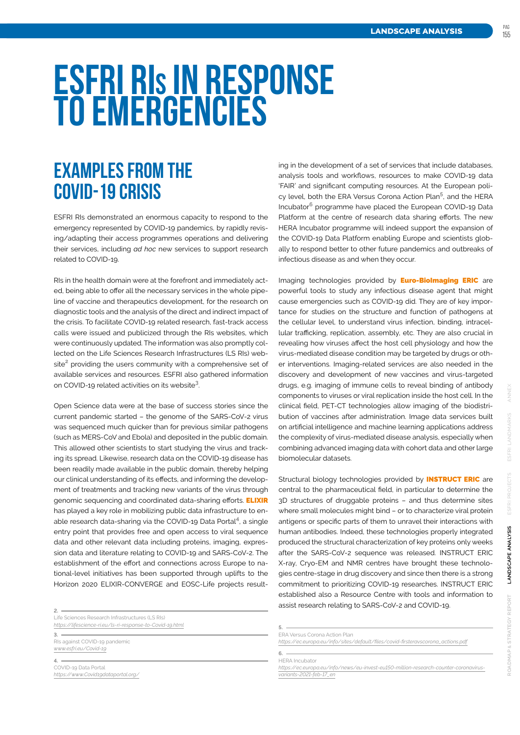# ESFRI RIs IN RESPONSE TO EMERGENCIES

## EXAMPLES FROM THE COVID-19 CRISIS

ESFRI RIs demonstrated an enormous capacity to respond to the emergency represented by COVID-19 pandemics, by rapidly revising/adapting their access programmes operations and delivering their services, including *ad hoc* new services to support research related to COVID-19.

RIs in the health domain were at the forefront and immediately acted, being able to offer all the necessary services in the whole pipeline of vaccine and therapeutics development, for the research on diagnostic tools and the analysis of the direct and indirect impact of the crisis. To facilitate COVID-19 related research, fast-track access calls were issued and publicized through the RIs websites, which were continuously updated. The information was also promptly collected on the Life Sciences Research Infrastructures (LS RIs) website[2] providing the users community with a comprehensive set of available services and resources. ESFRI also gathered information on COVID-19 related activities on its website[3].

Open Science data were at the base of success stories since the current pandemic started – the genome of the SARS-CoV-2 virus was sequenced much quicker than for previous similar pathogens (such as MERS-CoV and Ebola) and deposited in the public domain. This allowed other scientists to start studying the virus and tracking its spread. Likewise, research data on the COVID-19 disease has been readily made available in the public domain, thereby helping our clinical understanding of its effects, and informing the development of treatments and tracking new variants of the virus through genomic sequencing and coordinated data-sharing efforts. **ELIXIR** has played a key role in mobilizing public data infrastructure to enable research data-sharing via the COVID-19 Data Portal[4], a single entry point that provides free and open access to viral sequence data and other relevant data including proteins, imaging, expression data and literature relating to COVID-19 and SARS-CoV-2. The establishment of the effort and connections across Europe to national-level initiatives has been supported through uplifts to the Horizon 2020 ELIXIR-CONVERGE and EOSC-Life projects resulting in the development of a set of services that include databases, analysis tools and workflows, resources to make COVID-19 data 'FAIR' and significant computing resources. At the European policy level, both the ERA Versus Corona Action Plan[5], and the HERA Incubator[6] programme have placed the European COVID-19 Data Platform at the centre of research data sharing efforts. The new HERA Incubator programme will indeed support the expansion of the COVID-19 Data Platform enabling Europe and scientists globally to respond better to other future pandemics and outbreaks of infectious disease as and when they occur.

Imaging technologies provided by **Euro-BioImaging ERIC** are powerful tools to study any infectious disease agent that might cause emergencies such as COVID-19 did. They are of key importance for studies on the structure and function of pathogens at the cellular level, to understand virus infection, binding, intracellular trafficking, replication, assembly, etc. They are also crucial in revealing how viruses affect the host cell physiology and how the virus-mediated disease condition may be targeted by drugs or other interventions. Imaging-related services are also needed in the discovery and development of new vaccines and virus-targeted drugs, e.g. imaging of immune cells to reveal binding of antibody components to viruses or viral replication inside the host cell. In the clinical field, PET-CT technologies allow imaging of the biodistribution of vaccines after administration. Image data services built on artificial intelligence and machine learning applications address the complexity of virus-mediated disease analysis, especially when combining advanced imaging data with cohort data and other large biomolecular datasets.

Structural biology technologies provided by **INSTRUCT ERIC** are central to the pharmaceutical field, in particular to determine the 3D structures of druggable proteins – and thus determine sites where small molecules might bind – or to characterize viral protein antigens or specific parts of them to unravel their interactions with human antibodies. Indeed, these technologies properly integrated produced the structural characterization of key proteins only weeks after the SARS-CoV-2 sequence was released. INSTRUCT ERIC X-ray, Cryo-EM and NMR centres have brought these technologies centre-stage in drug discovery and since then there is a strong commitment to prioritizing COVID-19 researches. INSTRUCT ERIC established also a Resource Centre with tools and information to assist research relating to SARS-CoV-2 and COVID-19.

---

2. Life Sciences Research Infrastructures (LS RIs)
*https://lifescience-ri.eu/ls-ri-response-to-Covid-19.html*

3. RIs against COVID-19 pandemic
*www.esfri.eu/Covid-19*

4. COVID-19 Data Portal
*https://www.Covid19dataportal.org/*

5. ERA Versus Corona Action Plan
*https://ec.europa.eu/info/sites/default/files/covid-firsteravscorona_actions.pdf*

6. HERA Incubator
*https://ec.europa.eu/info/news/eu-invest-eu150-million-research-counter-coronavirus-variants-2021-feb-17_en*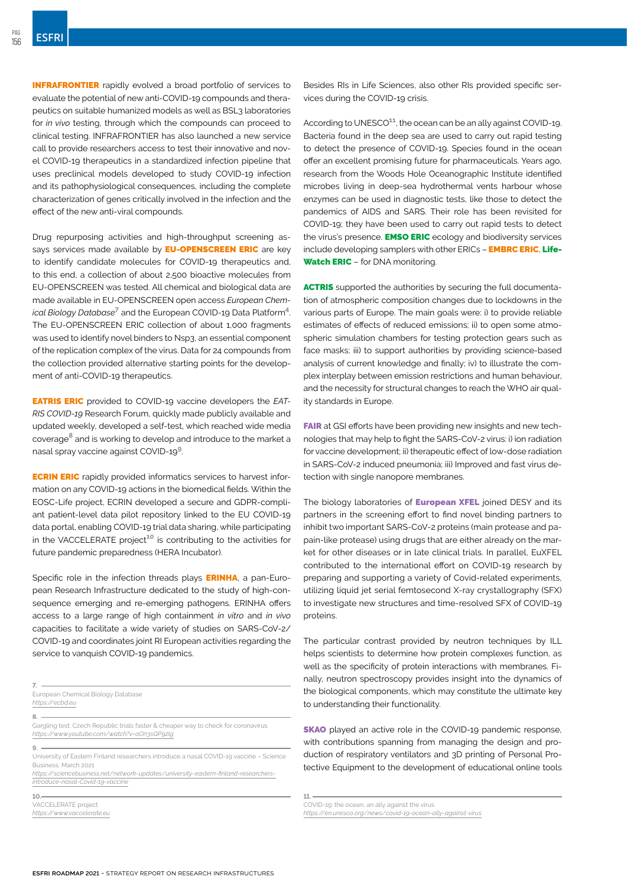**INFRAFRONTIER** rapidly evolved a broad portfolio of services to evaluate the potential of new anti-COVID-19 compounds and therapeutics on suitable humanized models as well as BSL3 laboratories for *in vivo* testing, through which the compounds can proceed to clinical testing. INFRAFRONTIER has also launched a new service call to provide researchers access to test their innovative and novel COVID-19 therapeutics in a standardized infection pipeline that uses preclinical models developed to study COVID-19 infection and its pathophysiological consequences, including the complete characterization of genes critically involved in the infection and the effect of the new anti-viral compounds.

Drug repurposing activities and high-throughput screening assays services made available by **EU-OPENSCREEN ERIC** are key to identify candidate molecules for COVID-19 therapeutics and, to this end, a collection of about 2,500 bioactive molecules from EU-OPENSCREEN was tested. All chemical and biological data are made available in EU-OPENSCREEN open access *European Chemical Biology Database*[7] and the European COVID-19 Data Platform[4]. The EU-OPENSCREEN ERIC collection of about 1,000 fragments was used to identify novel binders to Nsp3, an essential component of the replication complex of the virus. Data for 24 compounds from the collection provided alternative starting points for the development of anti-COVID-19 therapeutics.

**EATRIS ERIC** provided to COVID-19 vaccine developers the *EATRIS COVID-19* Research Forum, quickly made publicly available and updated weekly, developed a self-test, which reached wide media coverage[8] and is working to develop and introduce to the market a nasal spray vaccine against COVID-19[9].

**ECRIN ERIC** rapidly provided informatics services to harvest information on any COVID-19 actions in the biomedical fields. Within the EOSC-Life project, ECRIN developed a secure and GDPR-compliant patient-level data pilot repository linked to the EU COVID-19 data portal, enabling COVID-19 trial data sharing, while participating in the VACCELERATE project[10] is contributing to the activities for future pandemic preparedness (HERA Incubator).

Specific role in the infection threads plays **ERINHA**, a pan-European Research Infrastructure dedicated to the study of high-consequence emerging and re-emerging pathogens. ERINHA offers access to a large range of high containment *in vitro* and *in vivo* capacities to facilitate a wide variety of studies on SARS-CoV-2/COVID-19 and coordinates joint RI European activities regarding the service to vanquish COVID-19 pandemics.

Besides RIs in Life Sciences, also other RIs provided specific services during the COVID-19 crisis.

According to UNESCO[11], the ocean can be an ally against COVID-19. Bacteria found in the deep sea are used to carry out rapid testing to detect the presence of COVID-19. Species found in the ocean offer an excellent promising future for pharmaceuticals. Years ago, research from the Woods Hole Oceanographic Institute identified microbes living in deep-sea hydrothermal vents harbour whose enzymes can be used in diagnostic tests, like those to detect the pandemics of AIDS and SARS. Their role has been revisited for COVID-19; they have been used to carry out rapid tests to detect the virus's presence. **EMSO ERIC** ecology and biodiversity services include developing samplers with other ERICs – **EMBRC ERIC**, **LifeWatch ERIC** – for DNA monitoring.

**ACTRIS** supported the authorities by securing the full documentation of atmospheric composition changes due to lockdowns in the various parts of Europe. The main goals were: i) to provide reliable estimates of effects of reduced emissions; ii) to open some atmospheric simulation chambers for testing protection gears such as face masks; iii) to support authorities by providing science-based analysis of current knowledge and finally; iv) to illustrate the complex interplay between emission restrictions and human behaviour, and the necessity for structural changes to reach the WHO air quality standards in Europe.

**FAIR** at GSI efforts have been providing new insights and new technologies that may help to fight the SARS-CoV-2 virus: i) ion radiation for vaccine development; ii) therapeutic effect of low-dose radiation in SARS-CoV-2 induced pneumonia; iii) Improved and fast virus detection with single nanopore membranes.

The biology laboratories of **European XFEL** joined DESY and its partners in the screening effort to find novel binding partners to inhibit two important SARS-CoV-2 proteins (main protease and papain-like protease) using drugs that are either already on the market for other diseases or in late clinical trials. In parallel, EuXFEL contributed to the international effort on COVID-19 research by preparing and supporting a variety of Covid-related experiments, utilizing liquid jet serial femtosecond X-ray crystallography (SFX) to investigate new structures and time-resolved SFX of COVID-19 proteins.

The particular contrast provided by neutron techniques by ILL helps scientists to determine how protein complexes function, as well as the specificity of protein interactions with membranes. Finally, neutron spectroscopy provides insight into the dynamics of the biological components, which may constitute the ultimate key to understanding their functionality.

**SKAO** played an active role in the COVID-19 pandemic response, with contributions spanning from managing the design and production of respiratory ventilators and 3D printing of Personal Protective Equipment to the development of educational online tools

---

7. European Chemical Biology Database
https://ecbd.eu

8. Gargling test: Czech Republic trials faster & cheaper way to check for coronavirus
https://www.youtube.com/watch?v=oOn3sQP9zlg

9. University of Eastern Finland researchers introduce a nasal COVID-19 vaccine – Science Business, March 2021
https://sciencebusiness.net/network-updates/university-eastern-finland-researchers-introduce-nasal-Covid-19-vaccine

10. VACCELERATE project
https://www.vaccelerate.eu

11. COVID-19: the ocean, an ally against the virus
https://en.unesco.org/news/covid-19-ocean-ally-against-virus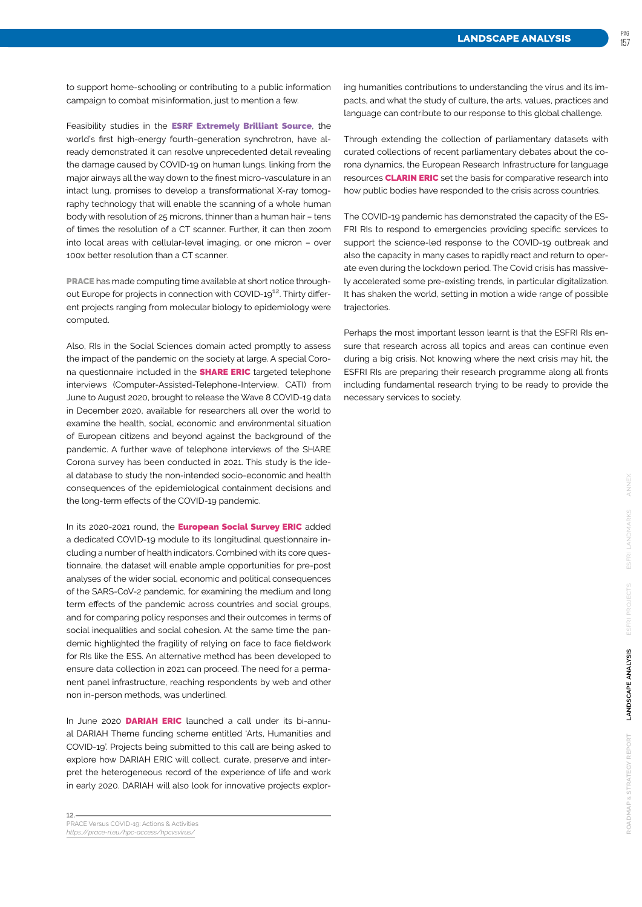to support home-schooling or contributing to a public information campaign to combat misinformation, just to mention a few.

Feasibility studies in the **ESRF Extremely Brilliant Source**, the world's first high-energy fourth-generation synchrotron, have already demonstrated it can resolve unprecedented detail revealing the damage caused by COVID-19 on human lungs, linking from the major airways all the way down to the finest micro-vasculature in an intact lung. promises to develop a transformational X-ray tomography technology that will enable the scanning of a whole human body with resolution of 25 microns, thinner than a human hair – tens of times the resolution of a CT scanner. Further, it can then zoom into local areas with cellular-level imaging, or one micron – over 100x better resolution than a CT scanner.

**PRACE** has made computing time available at short notice throughout Europe for projects in connection with COVID-19[12]. Thirty different projects ranging from molecular biology to epidemiology were computed.

Also, RIs in the Social Sciences domain acted promptly to assess the impact of the pandemic on the society at large. A special Corona questionnaire included in the **SHARE ERIC** targeted telephone interviews (Computer-Assisted-Telephone-Interview, CATI) from June to August 2020, brought to release the Wave 8 COVID-19 data in December 2020, available for researchers all over the world to examine the health, social, economic and environmental situation of European citizens and beyond against the background of the pandemic. A further wave of telephone interviews of the SHARE Corona survey has been conducted in 2021. This study is the ideal database to study the non-intended socio-economic and health consequences of the epidemiological containment decisions and the long-term effects of the COVID-19 pandemic.

In its 2020-2021 round, the **European Social Survey ERIC** added a dedicated COVID-19 module to its longitudinal questionnaire including a number of health indicators. Combined with its core questionnaire, the dataset will enable ample opportunities for pre-post analyses of the wider social, economic and political consequences of the SARS-CoV-2 pandemic, for examining the medium and long term effects of the pandemic across countries and social groups, and for comparing policy responses and their outcomes in terms of social inequalities and social cohesion. At the same time the pandemic highlighted the fragility of relying on face to face fieldwork for RIs like the ESS. An alternative method has been developed to ensure data collection in 2021 can proceed. The need for a permanent panel infrastructure, reaching respondents by web and other non in-person methods, was underlined.

In June 2020 **DARIAH ERIC** launched a call under its bi-annual DARIAH Theme funding scheme entitled 'Arts, Humanities and COVID-19'. Projects being submitted to this call are being asked to explore how DARIAH ERIC will collect, curate, preserve and interpret the heterogeneous record of the experience of life and work in early 2020. DARIAH will also look for innovative projects exploring humanities contributions to understanding the virus and its impacts, and what the study of culture, the arts, values, practices and language can contribute to our response to this global challenge.

Through extending the collection of parliamentary datasets with curated collections of recent parliamentary debates about the corona dynamics, the European Research Infrastructure for language resources **CLARIN ERIC** set the basis for comparative research into how public bodies have responded to the crisis across countries.

The COVID-19 pandemic has demonstrated the capacity of the ESFRI RIs to respond to emergencies providing specific services to support the science-led response to the COVID-19 outbreak and also the capacity in many cases to rapidly react and return to operate even during the lockdown period. The Covid crisis has massively accelerated some pre-existing trends, in particular digitalization. It has shaken the world, setting in motion a wide range of possible trajectories.

Perhaps the most important lesson learnt is that the ESFRI RIs ensure that research across all topics and areas can continue even during a big crisis. Not knowing where the next crisis may hit, the ESFRI RIs are preparing their research programme along all fronts including fundamental research trying to be ready to provide the necessary services to society.

12. PRACE Versus COVID-19: Actions & Activities
*https://prace-ri.eu/hpc-access/hpcvsvirus/*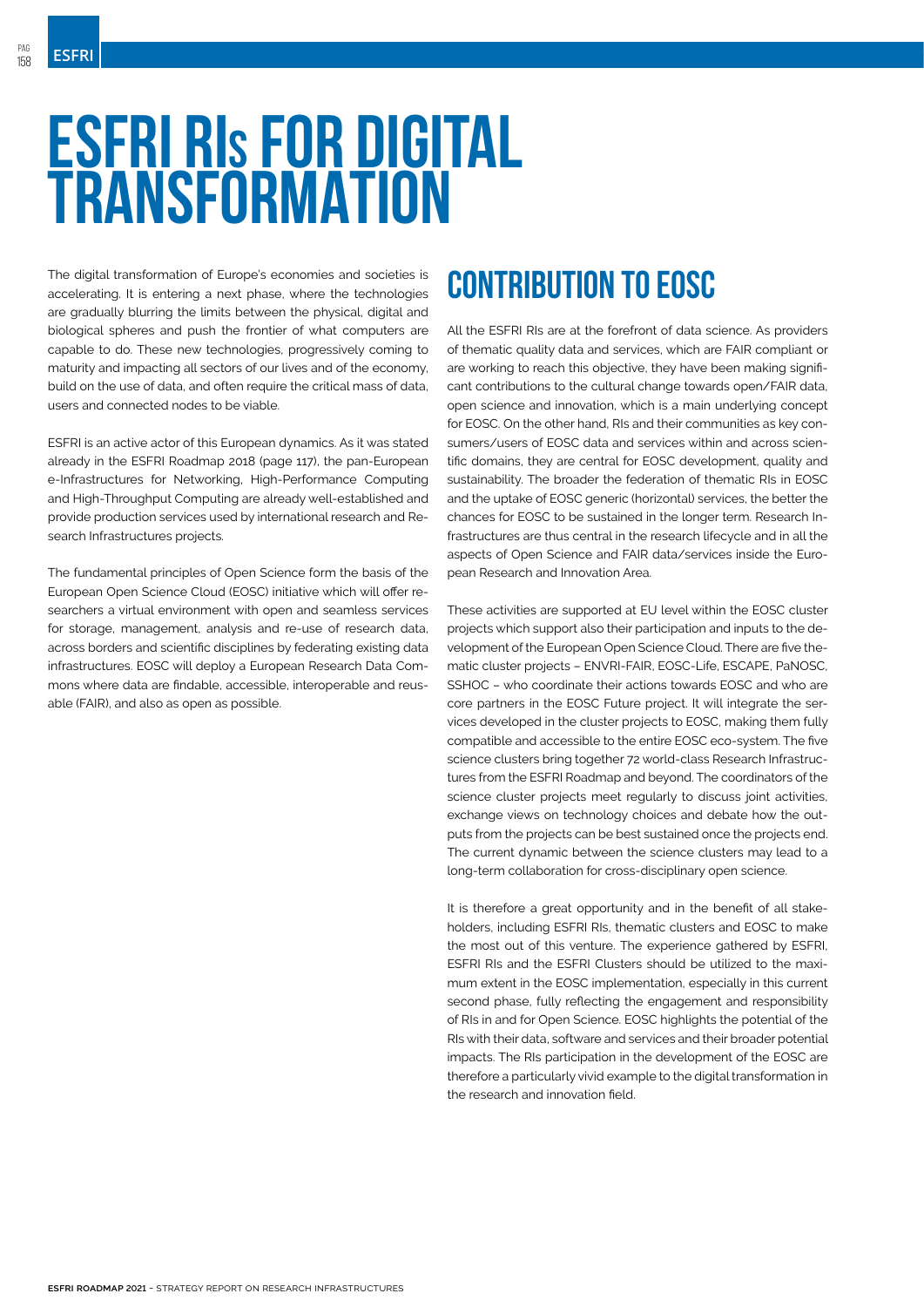# ESFRI RIs FOR DIGITAL TRANSFORMATION

The digital transformation of Europe's economies and societies is accelerating. It is entering a next phase, where the technologies are gradually blurring the limits between the physical, digital and biological spheres and push the frontier of what computers are capable to do. These new technologies, progressively coming to maturity and impacting all sectors of our lives and of the economy, build on the use of data, and often require the critical mass of data, users and connected nodes to be viable.

ESFRI is an active actor of this European dynamics. As it was stated already in the ESFRI Roadmap 2018 (page 117), the pan-European e-Infrastructures for Networking, High-Performance Computing and High-Throughput Computing are already well-established and provide production services used by international research and Research Infrastructures projects.

The fundamental principles of Open Science form the basis of the European Open Science Cloud (EOSC) initiative which will offer researchers a virtual environment with open and seamless services for storage, management, analysis and re-use of research data, across borders and scientific disciplines by federating existing data infrastructures. EOSC will deploy a European Research Data Commons where data are findable, accessible, interoperable and reusable (FAIR), and also as open as possible.

## CONTRIBUTION TO EOSC

All the ESFRI RIs are at the forefront of data science. As providers of thematic quality data and services, which are FAIR compliant or are working to reach this objective, they have been making significant contributions to the cultural change towards open/FAIR data, open science and innovation, which is a main underlying concept for EOSC. On the other hand, RIs and their communities as key consumers/users of EOSC data and services within and across scientific domains, they are central for EOSC development, quality and sustainability. The broader the federation of thematic RIs in EOSC and the uptake of EOSC generic (horizontal) services, the better the chances for EOSC to be sustained in the longer term. Research Infrastructures are thus central in the research lifecycle and in all the aspects of Open Science and FAIR data/services inside the European Research and Innovation Area.

These activities are supported at EU level within the EOSC cluster projects which support also their participation and inputs to the development of the European Open Science Cloud. There are five thematic cluster projects – ENVRI-FAIR, EOSC-Life, ESCAPE, PaNOSC, SSHOC – who coordinate their actions towards EOSC and who are core partners in the EOSC Future project. It will integrate the services developed in the cluster projects to EOSC, making them fully compatible and accessible to the entire EOSC eco-system. The five science clusters bring together 72 world-class Research Infrastructures from the ESFRI Roadmap and beyond. The coordinators of the science cluster projects meet regularly to discuss joint activities, exchange views on technology choices and debate how the outputs from the projects can be best sustained once the projects end. The current dynamic between the science clusters may lead to a long-term collaboration for cross-disciplinary open science.

It is therefore a great opportunity and in the benefit of all stakeholders, including ESFRI RIs, thematic clusters and EOSC to make the most out of this venture. The experience gathered by ESFRI, ESFRI RIs and the ESFRI Clusters should be utilized to the maximum extent in the EOSC implementation, especially in this current second phase, fully reflecting the engagement and responsibility of RIs in and for Open Science. EOSC highlights the potential of the RIs with their data, software and services and their broader potential impacts. The RIs participation in the development of the EOSC are therefore a particularly vivid example to the digital transformation in the research and innovation field.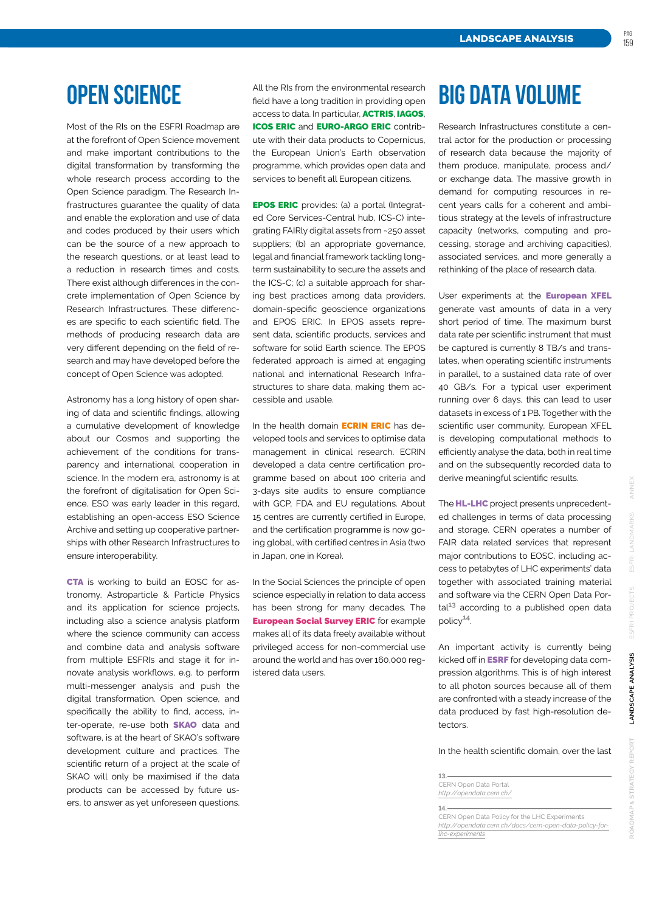// Three columns: "Open Science" (left and middle columns), then "Big Data Volume" (right column).
# OPEN SCIENCE

Most of the RIs on the ESFRI Roadmap are at the forefront of Open Science movement and make important contributions to the digital transformation by transforming the whole research process according to the Open Science paradigm. The Research Infrastructures guarantee the quality of data and enable the exploration and use of data and codes produced by their users which can be the source of a new approach to the research questions, or at least lead to a reduction in research times and costs. There exist although differences in the concrete implementation of Open Science by Research Infrastructures. These differences are specific to each scientific field. The methods of producing research data are very different depending on the field of research and may have developed before the concept of Open Science was adopted.

Astronomy has a long history of open sharing of data and scientific findings, allowing a cumulative development of knowledge about our Cosmos and supporting the achievement of the conditions for transparency and international cooperation in science. In the modern era, astronomy is at the forefront of digitalisation for Open Science. ESO was early leader in this regard, establishing an open-access ESO Science Archive and setting up cooperative partnerships with other Research Infrastructures to ensure interoperability.

**CTA** is working to build an EOSC for astronomy, Astroparticle & Particle Physics and its application for science projects, including also a science analysis platform where the science community can access and combine data and analysis software from multiple ESFRIs and stage it for innovate analysis workflows, e.g. to perform multi-messenger analysis and push the digital transformation. Open science, and specifically the ability to find, access, inter-operate, re-use both **SKAO** data and software, is at the heart of SKAO's software development culture and practices. The scientific return of a project at the scale of SKAO will only be maximised if the data products can be accessed by future users, to answer as yet unforeseen questions.

All the RIs from the environmental research field have a long tradition in providing open access to data. In particular, **ACTRIS**, **IAGOS**, **ICOS ERIC** and **EURO-ARGO ERIC** contribute with their data products to Copernicus, the European Union's Earth observation programme, which provides open data and services to benefit all European citizens.

**EPOS ERIC** provides: (a) a portal (Integrated Core Services-Central hub, ICS-C) integrating FAIRly digital assets from ~250 asset suppliers; (b) an appropriate governance, legal and financial framework tackling long-term sustainability to secure the assets and the ICS-C; (c) a suitable approach for sharing best practices among data providers, domain-specific geoscience organizations and EPOS ERIC. In EPOS assets represent data, scientific products, services and software for solid Earth science. The EPOS federated approach is aimed at engaging national and international Research Infrastructures to share data, making them accessible and usable.

In the health domain **ECRIN ERIC** has developed tools and services to optimise data management in clinical research. ECRIN developed a data centre certification programme based on about 100 criteria and 3-days site audits to ensure compliance with GCP, FDA and EU regulations. About 15 centres are currently certified in Europe, and the certification programme is now going global, with certified centres in Asia (two in Japan, one in Korea).

In the Social Sciences the principle of open science especially in relation to data access has been strong for many decades. The **European Social Survey ERIC** for example makes all of its data freely available without privileged access for non-commercial use around the world and has over 160,000 registered data users.

# BIG DATA VOLUME

Research Infrastructures constitute a central actor for the production or processing of research data because the majority of them produce, manipulate, process and/or exchange data. The massive growth in demand for computing resources in recent years calls for a coherent and ambitious strategy at the levels of infrastructure capacity (networks, computing and processing, storage and archiving capacities), associated services, and more generally a rethinking of the place of research data.

User experiments at the **European XFEL** generate vast amounts of data in a very short period of time. The maximum burst data rate per scientific instrument that must be captured is currently 8 TB/s and translates, when operating scientific instruments in parallel, to a sustained data rate of over 40 GB/s. For a typical user experiment running over 6 days, this can lead to user datasets in excess of 1 PB. Together with the scientific user community, European XFEL is developing computational methods to efficiently analyse the data, both in real time and on the subsequently recorded data to derive meaningful scientific results.

The **HL-LHC** project presents unprecedented challenges in terms of data processing and storage. CERN operates a number of FAIR data related services that represent major contributions to EOSC, including access to petabytes of LHC experiments' data together with associated training material and software via the CERN Open Data Portal[13] according to a published open data policy[14].

An important activity is currently being kicked off in **ESRF** for developing data compression algorithms. This is of high interest to all photon sources because all of them are confronted with a steady increase of the data produced by fast high-resolution detectors.

In the health scientific domain, over the last

---

13. CERN Open Data Portal
*http://opendata.cern.ch/*

14. CERN Open Data Policy for the LHC Experiments
*http://opendata.cern.ch/docs/cern-open-data-policy-for-lhc-experiments*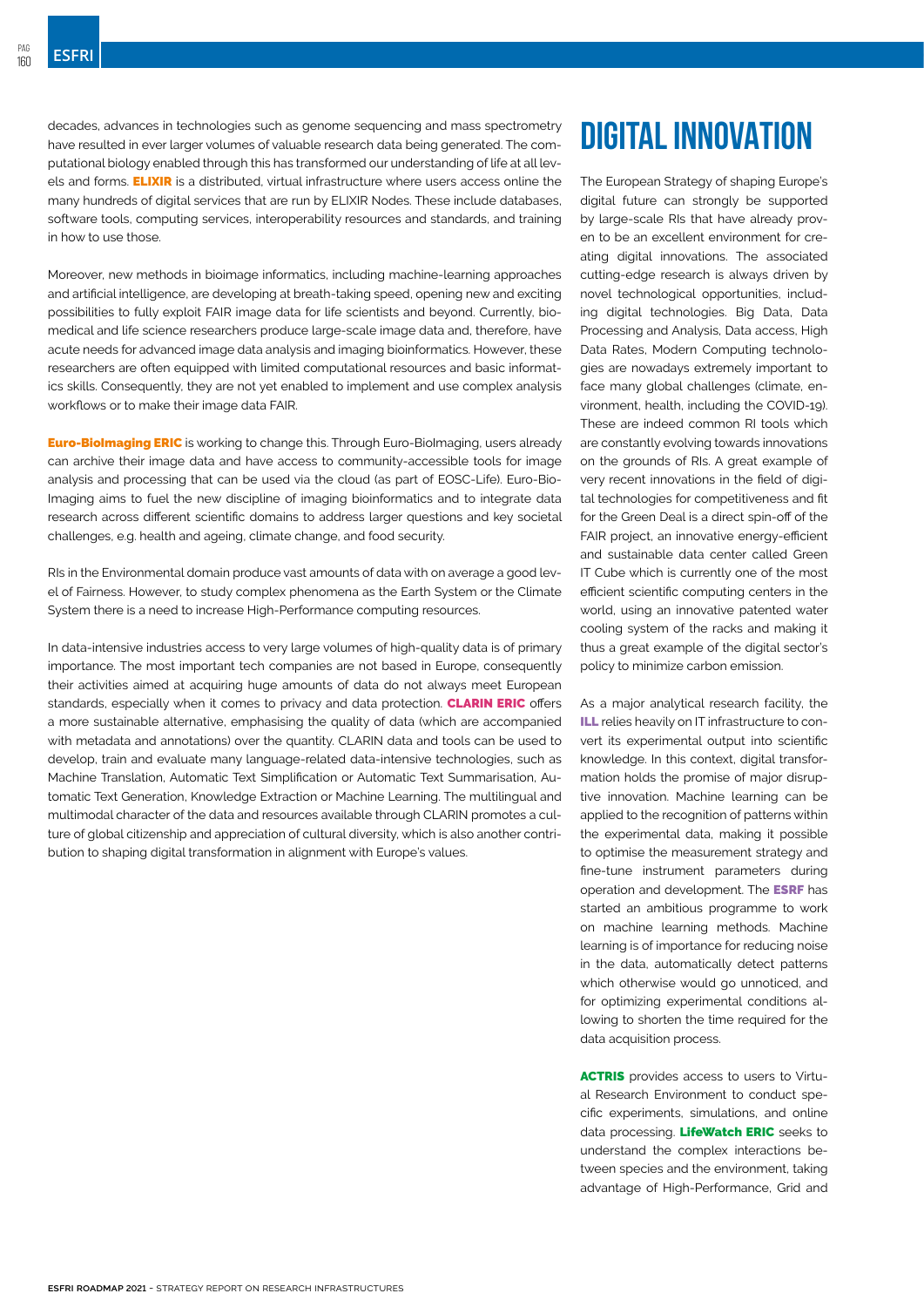decades, advances in technologies such as genome sequencing and mass spectrometry have resulted in ever larger volumes of valuable research data being generated. The computational biology enabled through this has transformed our understanding of life at all levels and forms. **ELIXIR** is a distributed, virtual infrastructure where users access online the many hundreds of digital services that are run by ELIXIR Nodes. These include databases, software tools, computing services, interoperability resources and standards, and training in how to use those.

Moreover, new methods in bioimage informatics, including machine-learning approaches and artificial intelligence, are developing at breath-taking speed, opening new and exciting possibilities to fully exploit FAIR image data for life scientists and beyond. Currently, biomedical and life science researchers produce large-scale image data and, therefore, have acute needs for advanced image data analysis and imaging bioinformatics. However, these researchers are often equipped with limited computational resources and basic informatics skills. Consequently, they are not yet enabled to implement and use complex analysis workflows or to make their image data FAIR.

**Euro-BioImaging ERIC** is working to change this. Through Euro-BioImaging, users already can archive their image data and have access to community-accessible tools for image analysis and processing that can be used via the cloud (as part of EOSC-Life). Euro-BioImaging aims to fuel the new discipline of imaging bioinformatics and to integrate data research across different scientific domains to address larger questions and key societal challenges, e.g. health and ageing, climate change, and food security.

RIs in the Environmental domain produce vast amounts of data with on average a good level of Fairness. However, to study complex phenomena as the Earth System or the Climate System there is a need to increase High-Performance computing resources.

In data-intensive industries access to very large volumes of high-quality data is of primary importance. The most important tech companies are not based in Europe, consequently their activities aimed at acquiring huge amounts of data do not always meet European standards, especially when it comes to privacy and data protection. **CLARIN ERIC** offers a more sustainable alternative, emphasising the quality of data (which are accompanied with metadata and annotations) over the quantity. CLARIN data and tools can be used to develop, train and evaluate many language-related data-intensive technologies, such as Machine Translation, Automatic Text Simplification or Automatic Text Summarisation, Automatic Text Generation, Knowledge Extraction or Machine Learning. The multilingual and multimodal character of the data and resources available through CLARIN promotes a culture of global citizenship and appreciation of cultural diversity, which is also another contribution to shaping digital transformation in alignment with Europe's values.

# DIGITAL INNOVATION

The European Strategy of shaping Europe's digital future can strongly be supported by large-scale RIs that have already proven to be an excellent environment for creating digital innovations. The associated cutting-edge research is always driven by novel technological opportunities, including digital technologies. Big Data, Data Processing and Analysis, Data access, High Data Rates, Modern Computing technologies are nowadays extremely important to face many global challenges (climate, environment, health, including the COVID-19). These are indeed common RI tools which are constantly evolving towards innovations on the grounds of RIs. A great example of very recent innovations in the field of digital technologies for competitiveness and fit for the Green Deal is a direct spin-off of the FAIR project, an innovative energy-efficient and sustainable data center called Green IT Cube which is currently one of the most efficient scientific computing centers in the world, using an innovative patented water cooling system of the racks and making it thus a great example of the digital sector's policy to minimize carbon emission.

As a major analytical research facility, the **ILL** relies heavily on IT infrastructure to convert its experimental output into scientific knowledge. In this context, digital transformation holds the promise of major disruptive innovation. Machine learning can be applied to the recognition of patterns within the experimental data, making it possible to optimise the measurement strategy and fine-tune instrument parameters during operation and development. The **ESRF** has started an ambitious programme to work on machine learning methods. Machine learning is of importance for reducing noise in the data, automatically detect patterns which otherwise would go unnoticed, and for optimizing experimental conditions allowing to shorten the time required for the data acquisition process.

**ACTRIS** provides access to users to Virtual Research Environment to conduct specific experiments, simulations, and online data processing. **LifeWatch ERIC** seeks to understand the complex interactions between species and the environment, taking advantage of High-Performance, Grid and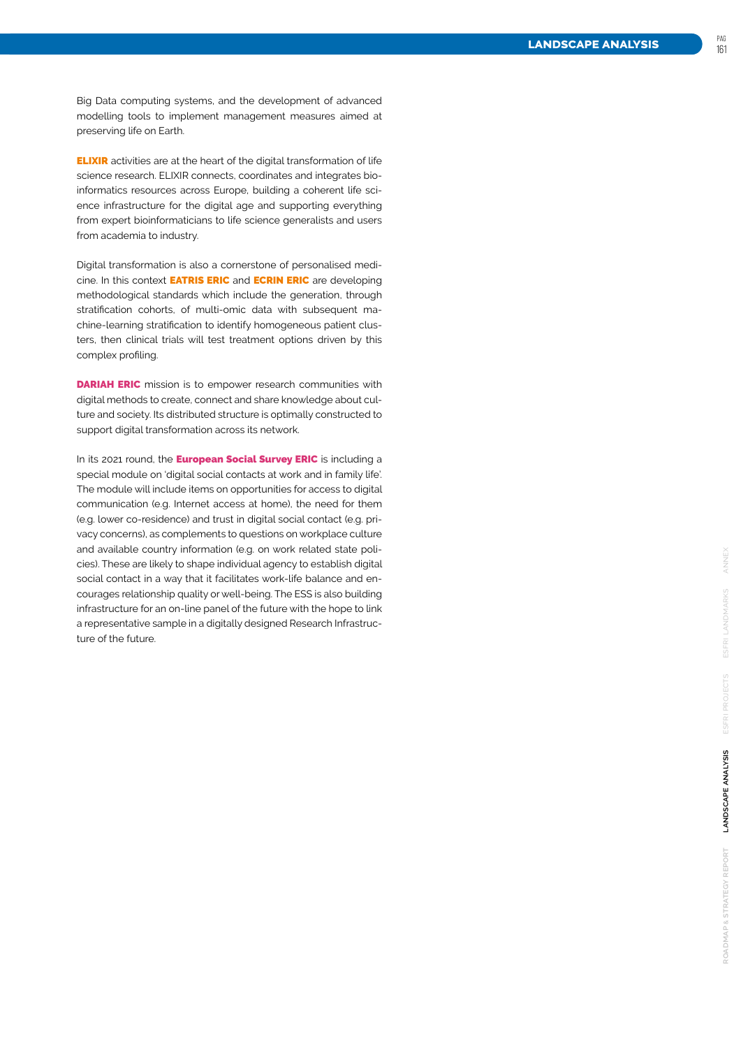Big Data computing systems, and the development of advanced modelling tools to implement management measures aimed at preserving life on Earth.

**ELIXIR** activities are at the heart of the digital transformation of life science research. ELIXIR connects, coordinates and integrates bioinformatics resources across Europe, building a coherent life science infrastructure for the digital age and supporting everything from expert bioinformaticians to life science generalists and users from academia to industry.

Digital transformation is also a cornerstone of personalised medicine. In this context **EATRIS ERIC** and **ECRIN ERIC** are developing methodological standards which include the generation, through stratification cohorts, of multi-omic data with subsequent machine-learning stratification to identify homogeneous patient clusters, then clinical trials will test treatment options driven by this complex profiling.

**DARIAH ERIC** mission is to empower research communities with digital methods to create, connect and share knowledge about culture and society. Its distributed structure is optimally constructed to support digital transformation across its network.

In its 2021 round, the **European Social Survey ERIC** is including a special module on 'digital social contacts at work and in family life'. The module will include items on opportunities for access to digital communication (e.g. Internet access at home), the need for them (e.g. lower co-residence) and trust in digital social contact (e.g. privacy concerns), as complements to questions on workplace culture and available country information (e.g. on work related state policies). These are likely to shape individual agency to establish digital social contact in a way that it facilitates work-life balance and encourages relationship quality or well-being. The ESS is also building infrastructure for an on-line panel of the future with the hope to link a representative sample in a digitally designed Research Infrastructure of the future.